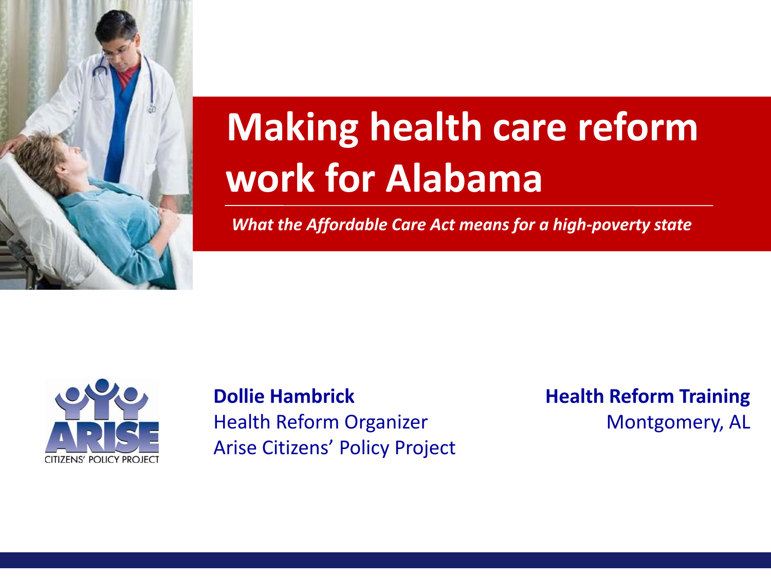# Making health care reform work for Alabama

*What the Affordable Care Act means for a high-poverty state*

**Dollie Hambrick**
Health Reform Organizer
Arise Citizens' Policy Project

**Health Reform Training**
Montgomery, AL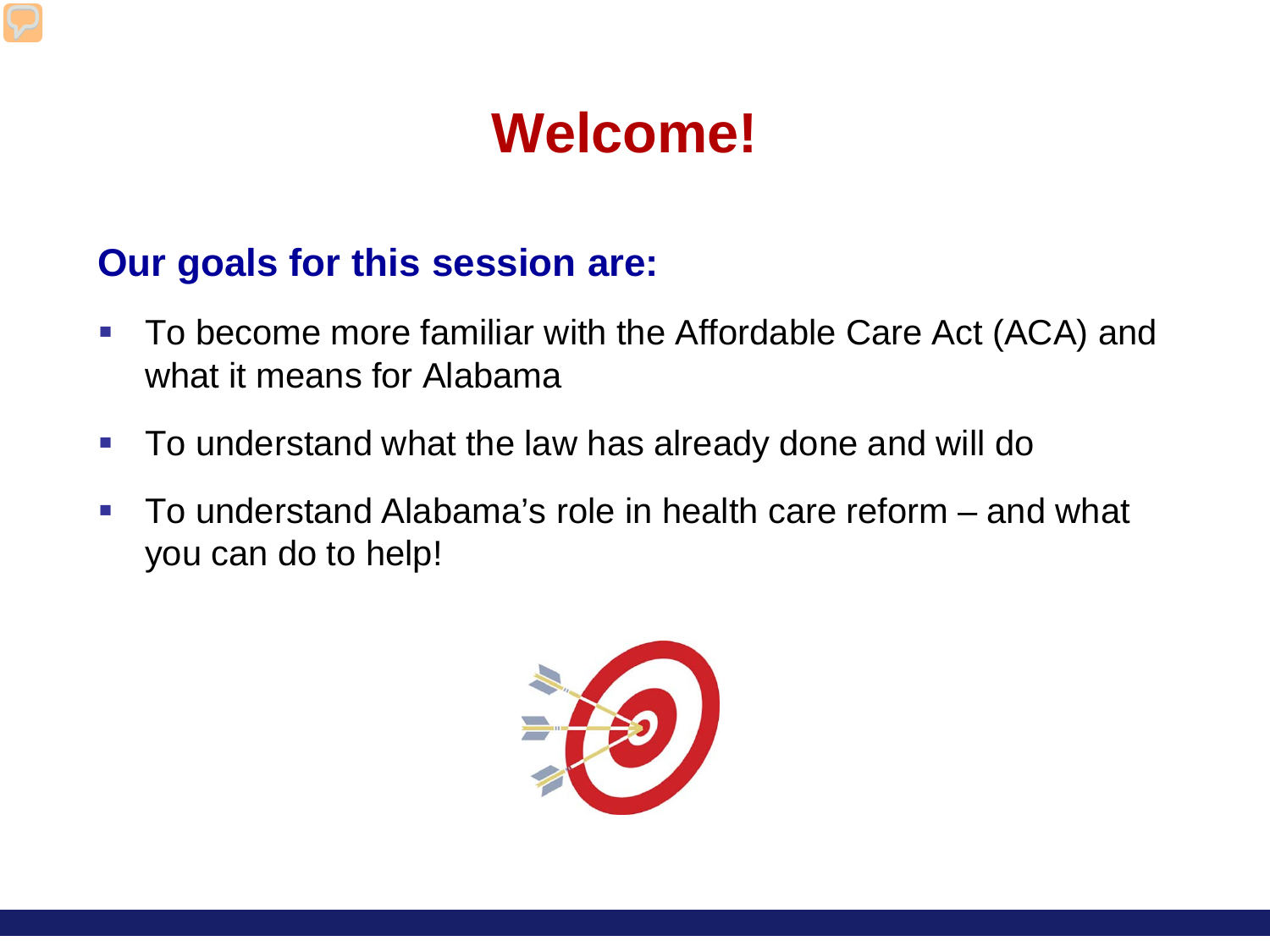# Welcome!

## Our goals for this session are:

- To become more familiar with the Affordable Care Act (ACA) and what it means for Alabama
- To understand what the law has already done and will do
- To understand Alabama's role in health care reform – and what you can do to help!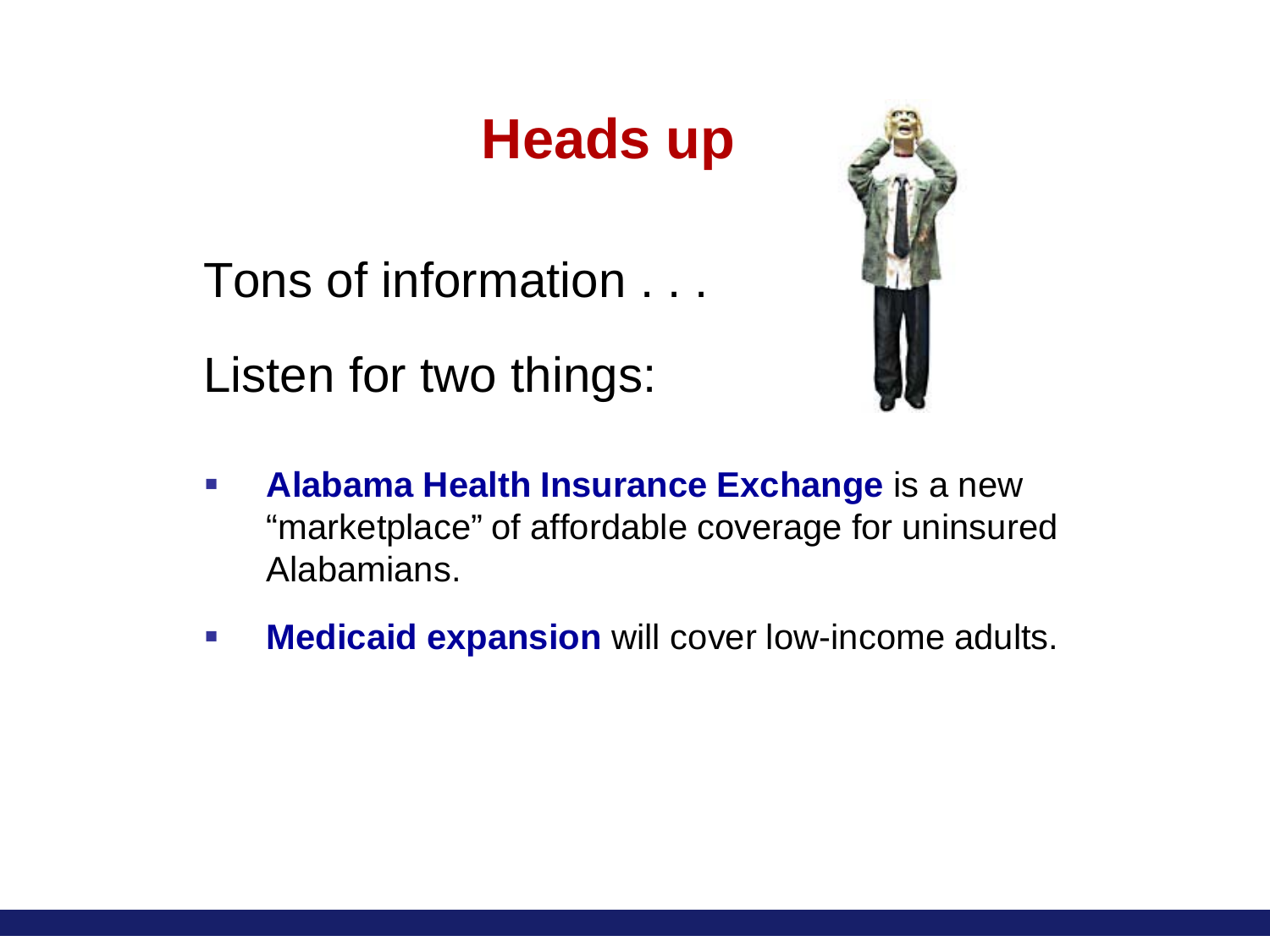# Heads up

Tons of information . . .

Listen for two things:

- **Alabama Health Insurance Exchange** is a new "marketplace" of affordable coverage for uninsured Alabamians.
- **Medicaid expansion** will cover low-income adults.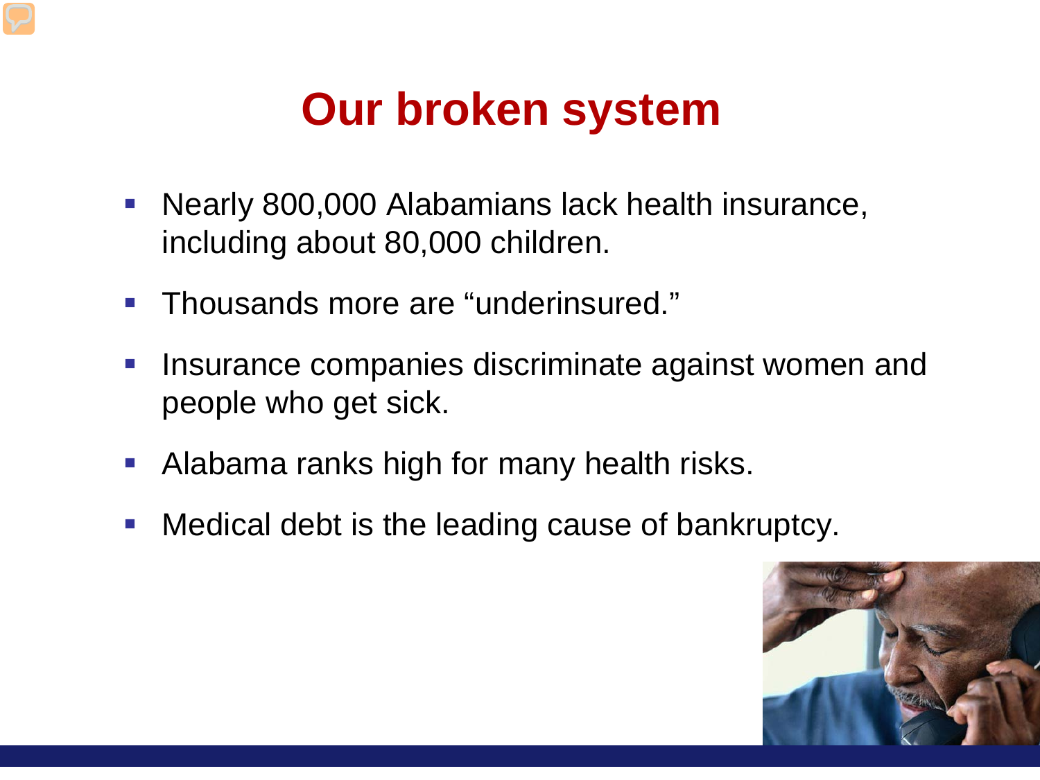# Our broken system

- Nearly 800,000 Alabamians lack health insurance, including about 80,000 children.
- Thousands more are "underinsured."
- Insurance companies discriminate against women and people who get sick.
- Alabama ranks high for many health risks.
- Medical debt is the leading cause of bankruptcy.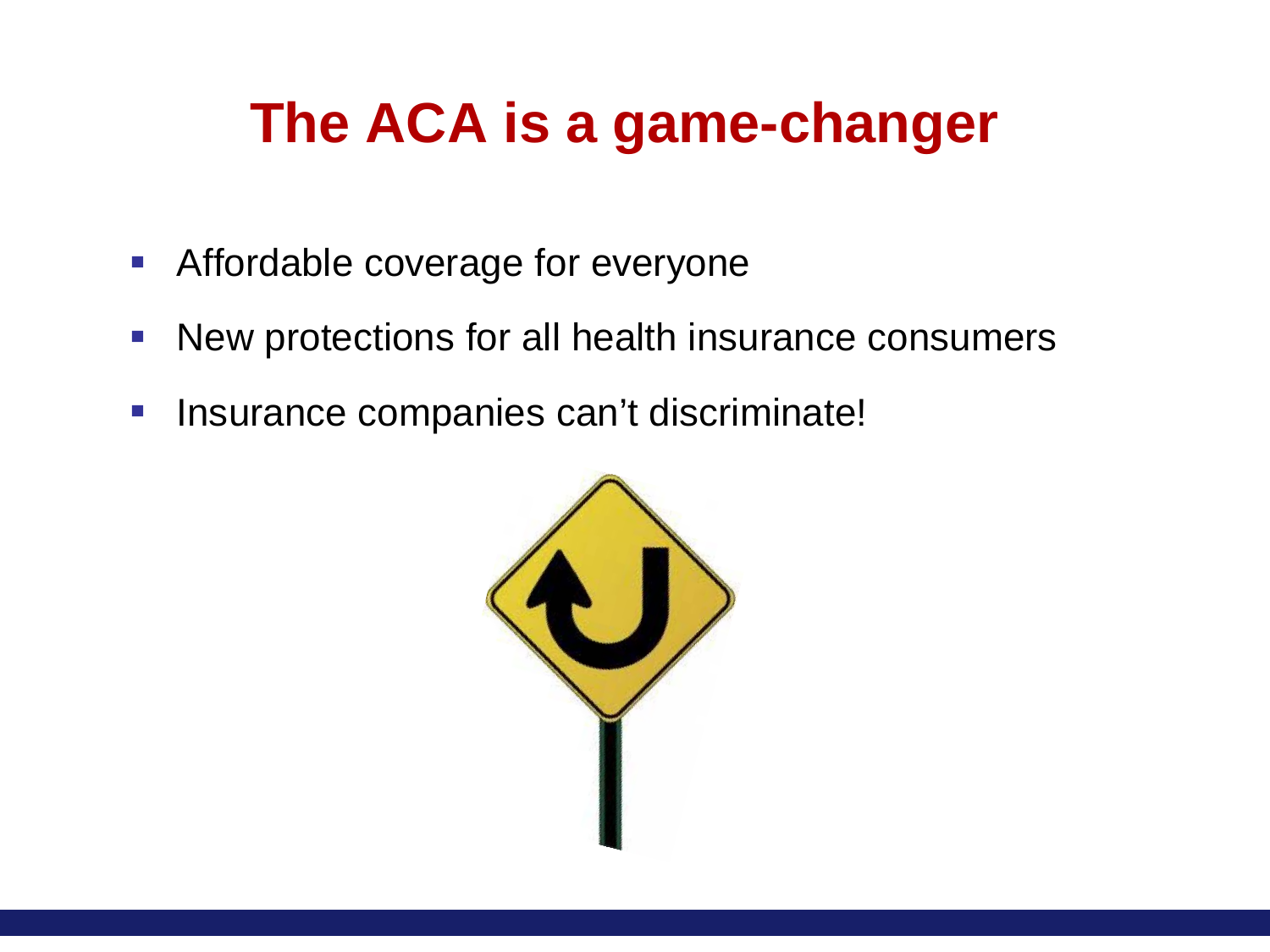# The ACA is a game-changer

- Affordable coverage for everyone
- New protections for all health insurance consumers
- Insurance companies can't discriminate!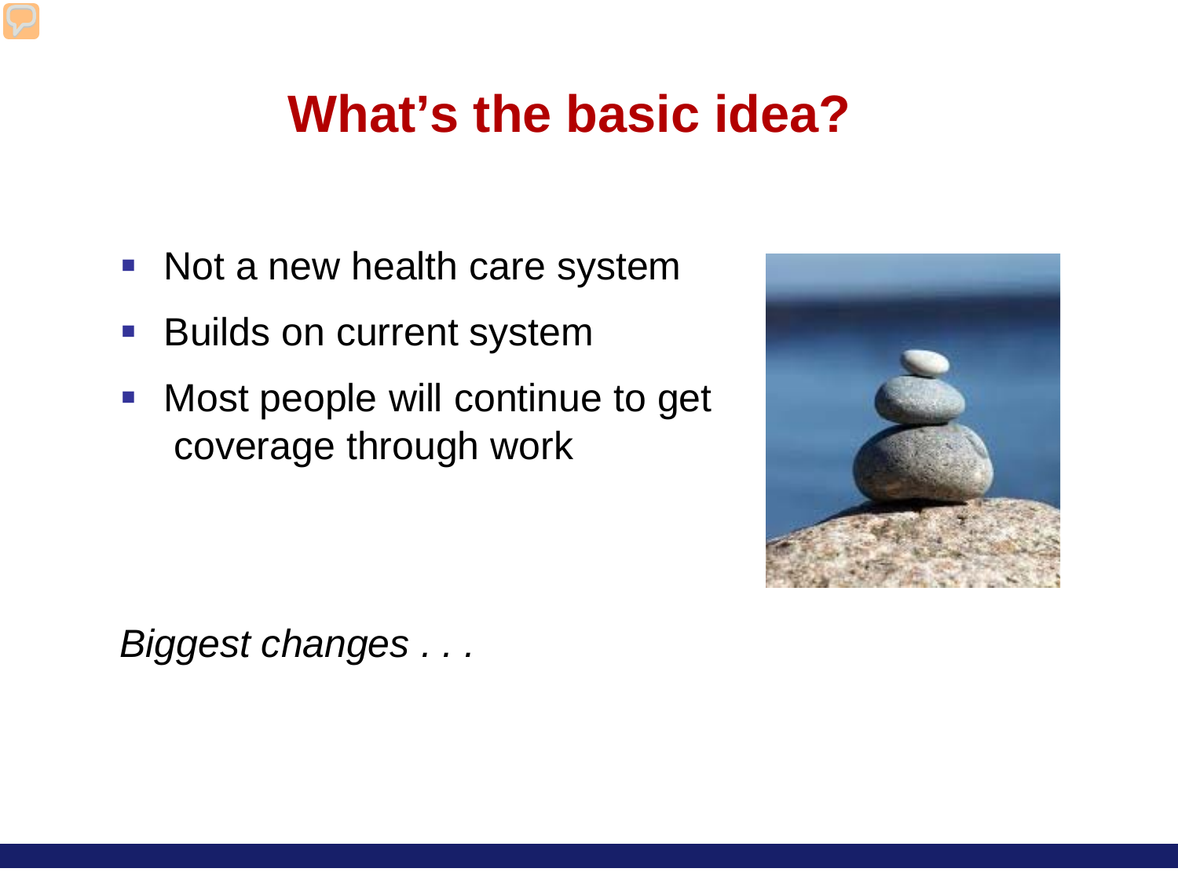# What's the basic idea?

- Not a new health care system
- Builds on current system
- Most people will continue to get coverage through work

*Biggest changes . . .*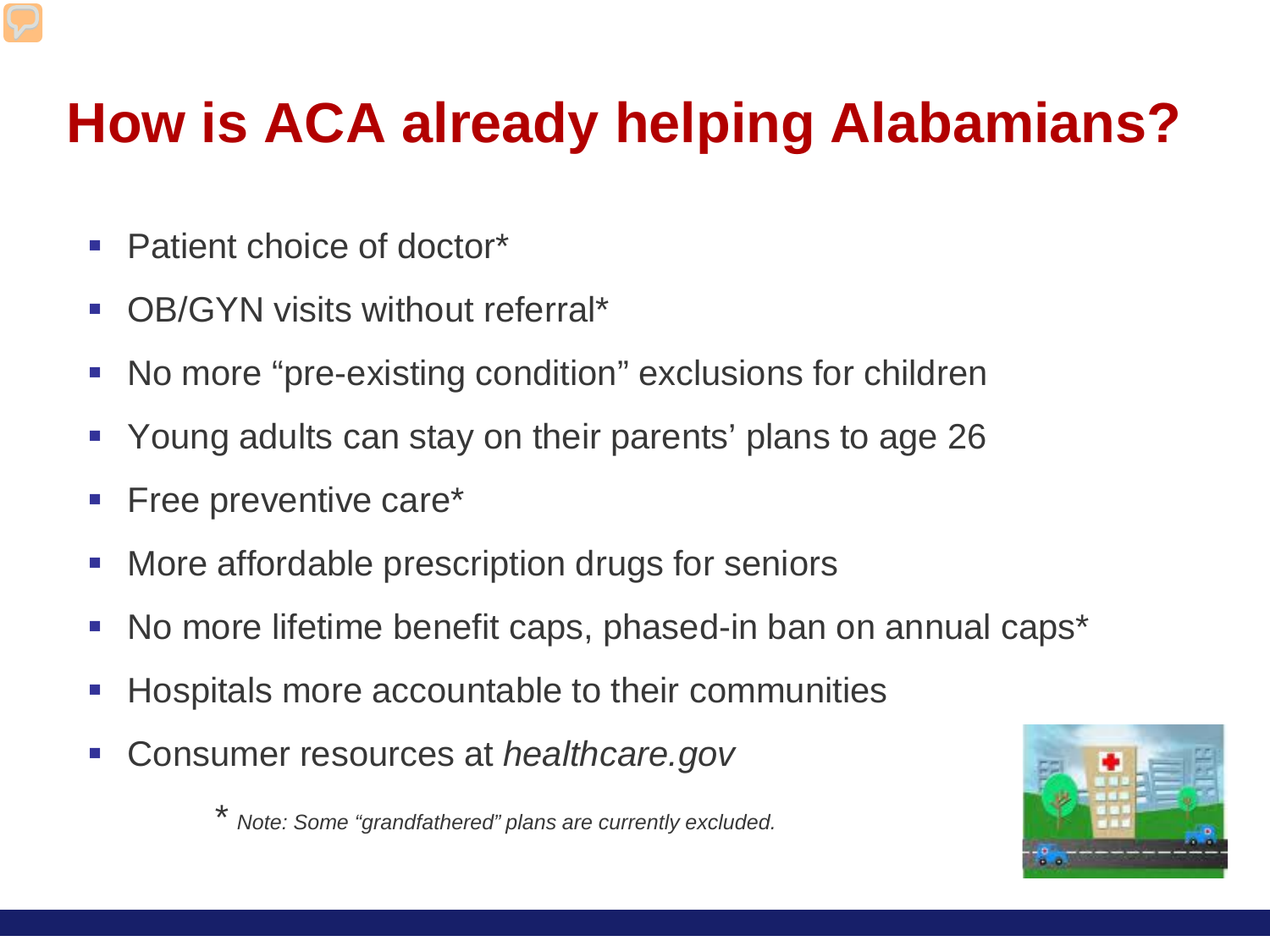# How is ACA already helping Alabamians?

- Patient choice of doctor*
- OB/GYN visits without referral*
- No more “pre-existing condition” exclusions for children
- Young adults can stay on their parents’ plans to age 26
- Free preventive care*
- More affordable prescription drugs for seniors
- No more lifetime benefit caps, phased-in ban on annual caps*
- Hospitals more accountable to their communities
- Consumer resources at *healthcare.gov*

\* *Note: Some “grandfathered” plans are currently excluded.*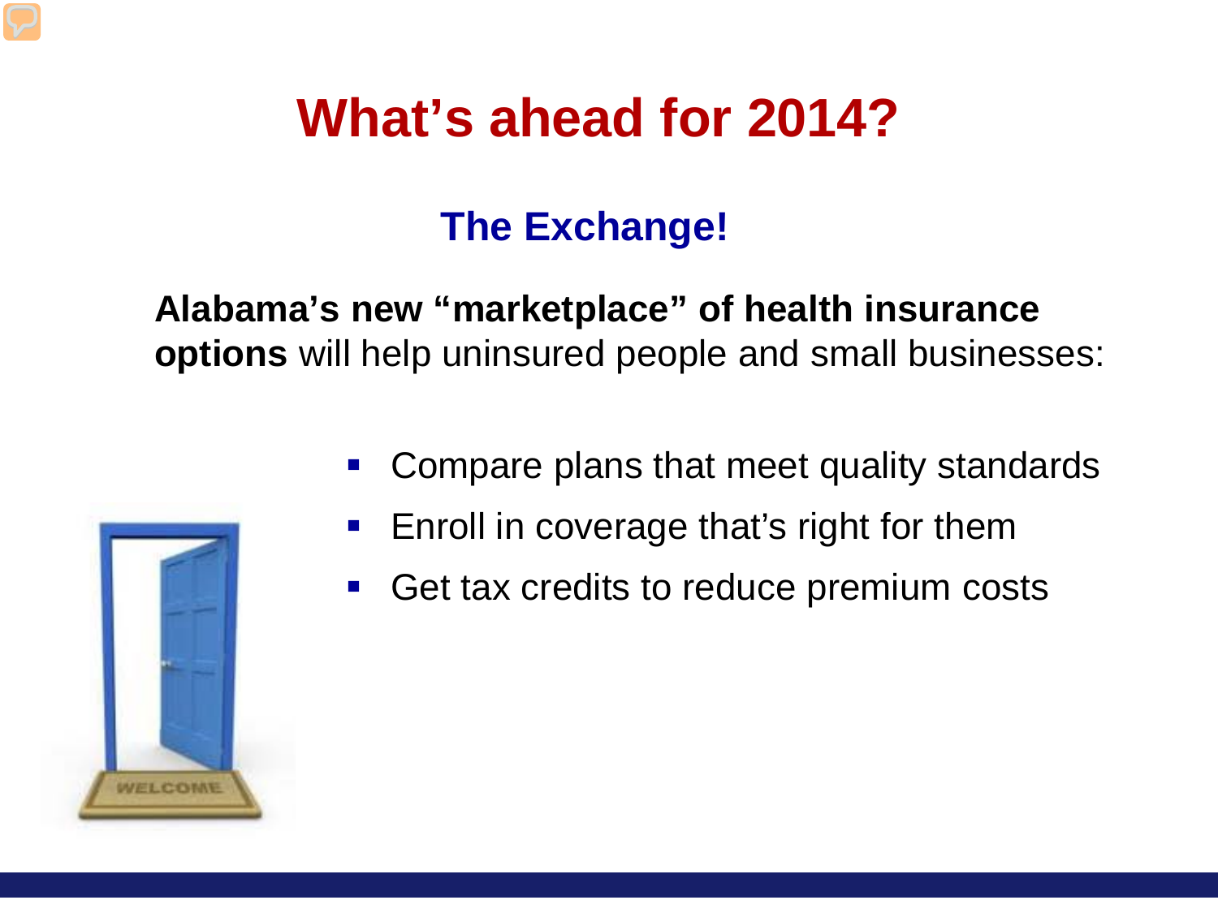# What's ahead for 2014?

## The Exchange!

**Alabama's new "marketplace" of health insurance options** will help uninsured people and small businesses:

- Compare plans that meet quality standards
- Enroll in coverage that's right for them
- Get tax credits to reduce premium costs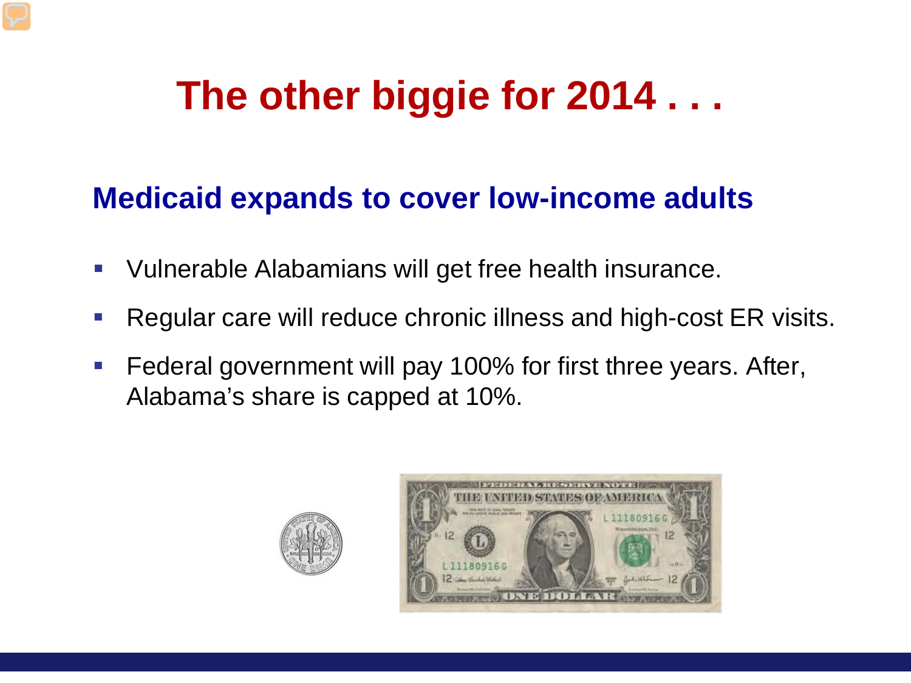# The other biggie for 2014 . . .

## Medicaid expands to cover low-income adults

- Vulnerable Alabamians will get free health insurance.
- Regular care will reduce chronic illness and high-cost ER visits.
- Federal government will pay 100% for first three years. After, Alabama's share is capped at 10%.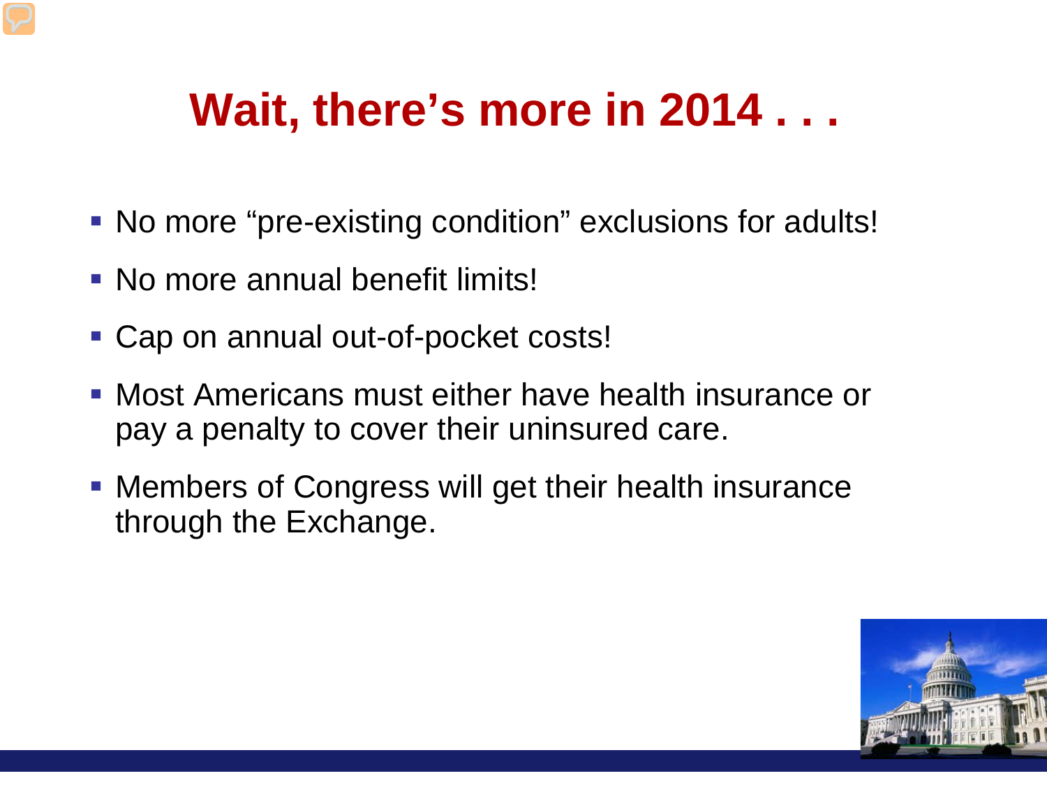# Wait, there's more in 2014 . . .

- No more "pre-existing condition" exclusions for adults!
- No more annual benefit limits!
- Cap on annual out-of-pocket costs!
- Most Americans must either have health insurance or pay a penalty to cover their uninsured care.
- Members of Congress will get their health insurance through the Exchange.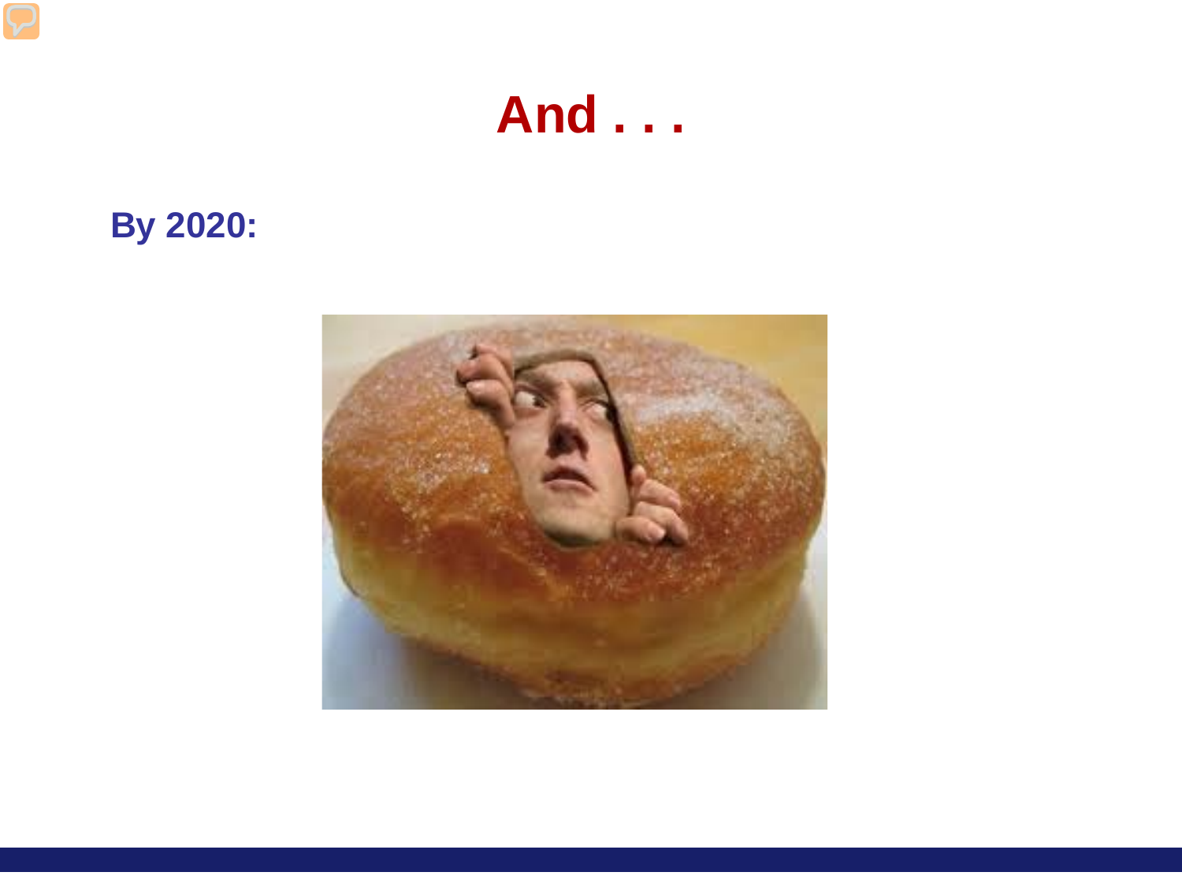# And . . .

**By 2020:**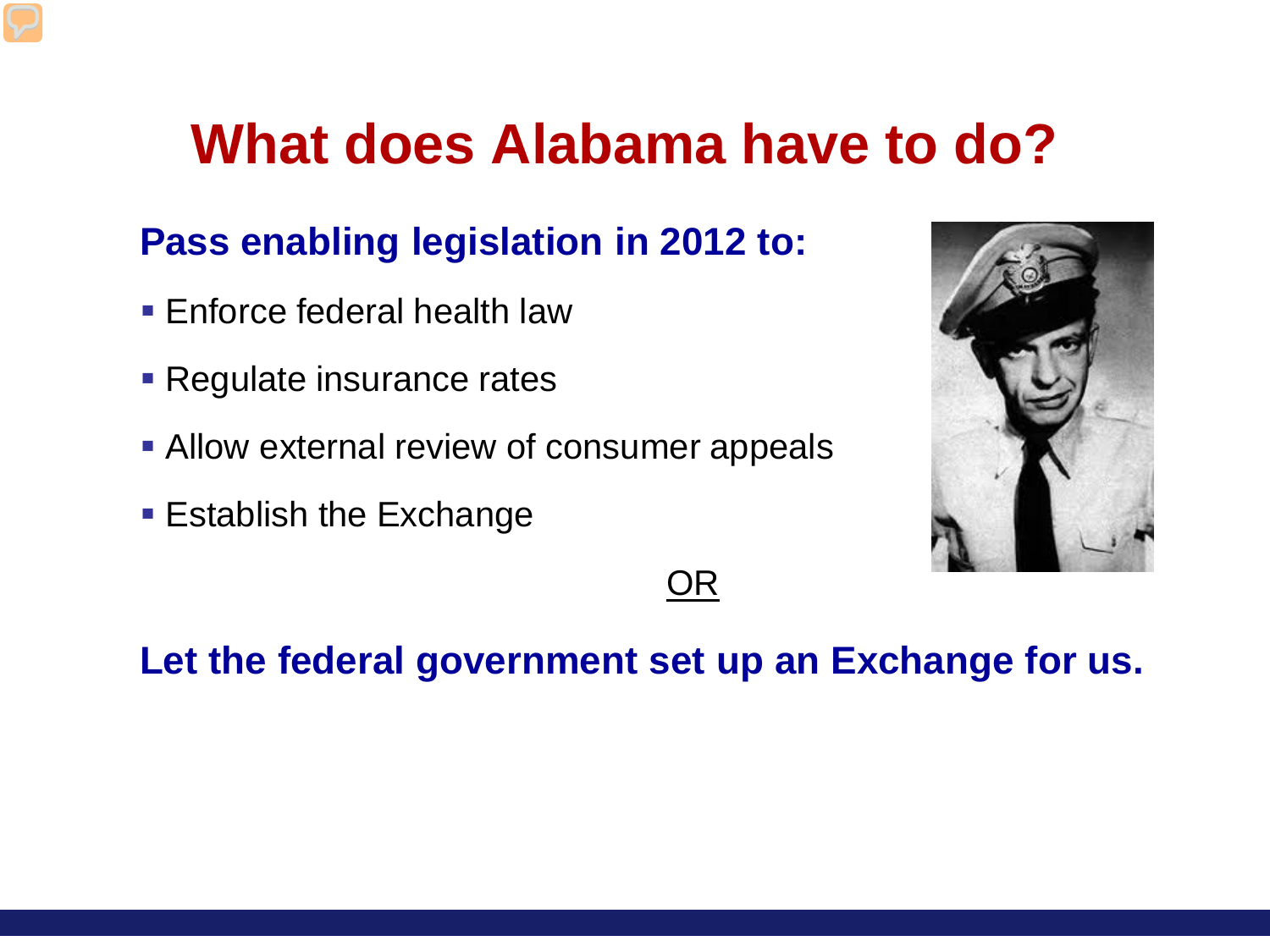# What does Alabama have to do?

**Pass enabling legislation in 2012 to:**

- Enforce federal health law
- Regulate insurance rates
- Allow external review of consumer appeals
- Establish the Exchange

OR

**Let the federal government set up an Exchange for us.**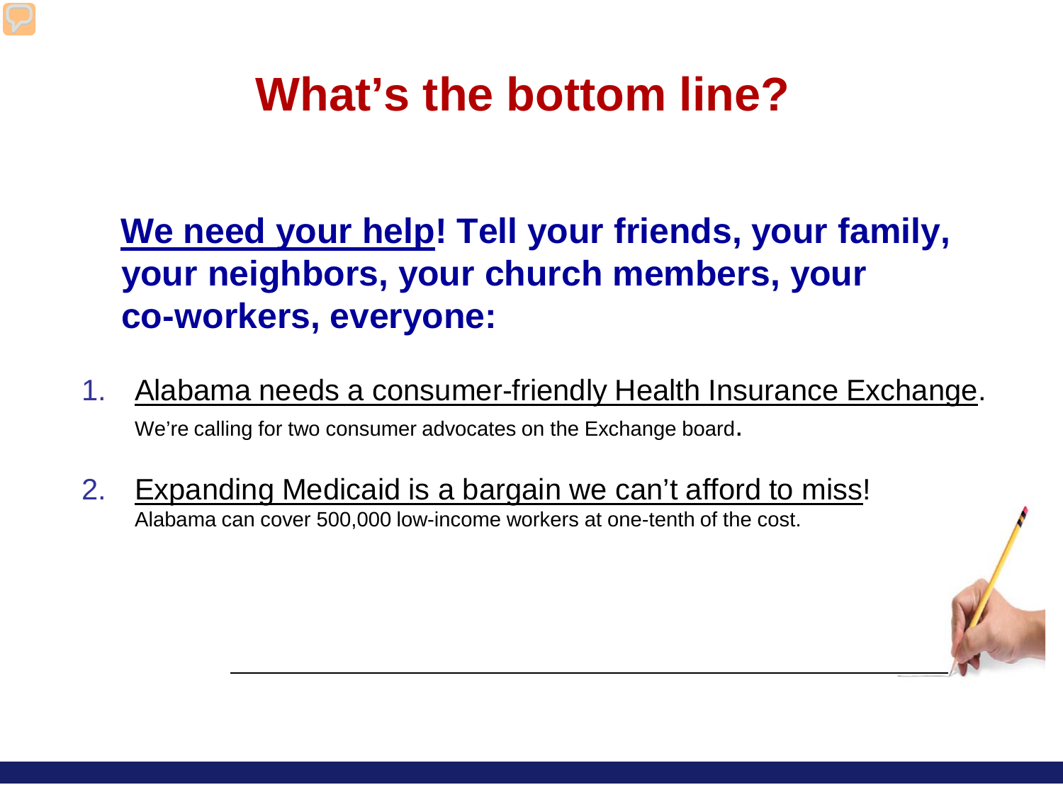# What's the bottom line?

**We need your help! Tell your friends, your family, your neighbors, your church members, your co-workers, everyone:**

1. Alabama needs a consumer-friendly Health Insurance Exchange.
   We're calling for two consumer advocates on the Exchange board.
2. Expanding Medicaid is a bargain we can't afford to miss!
   Alabama can cover 500,000 low-income workers at one-tenth of the cost.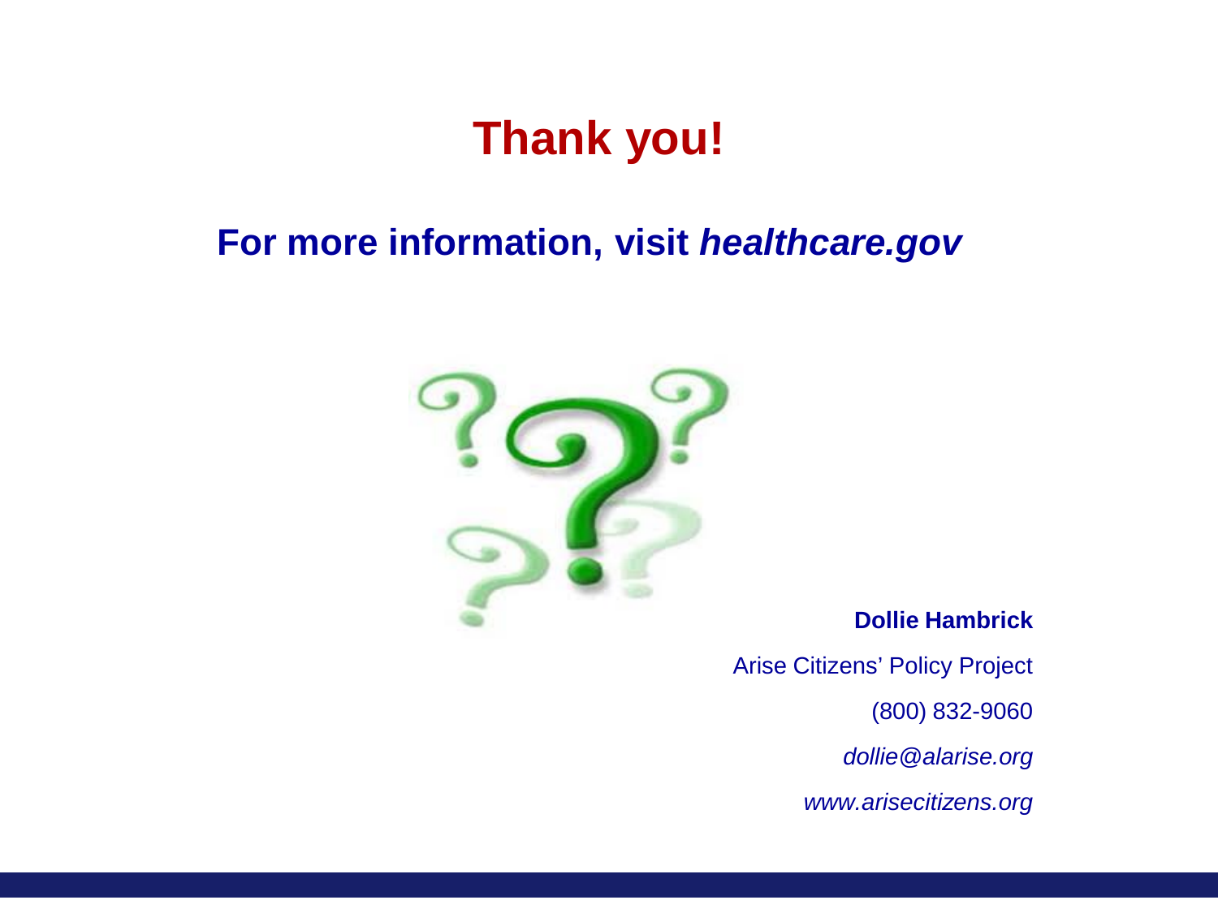# Thank you!

## For more information, visit *healthcare.gov*

**Dollie Hambrick**

Arise Citizens' Policy Project

(800) 832-9060

*dollie@alarise.org*

*www.arisecitizens.org*